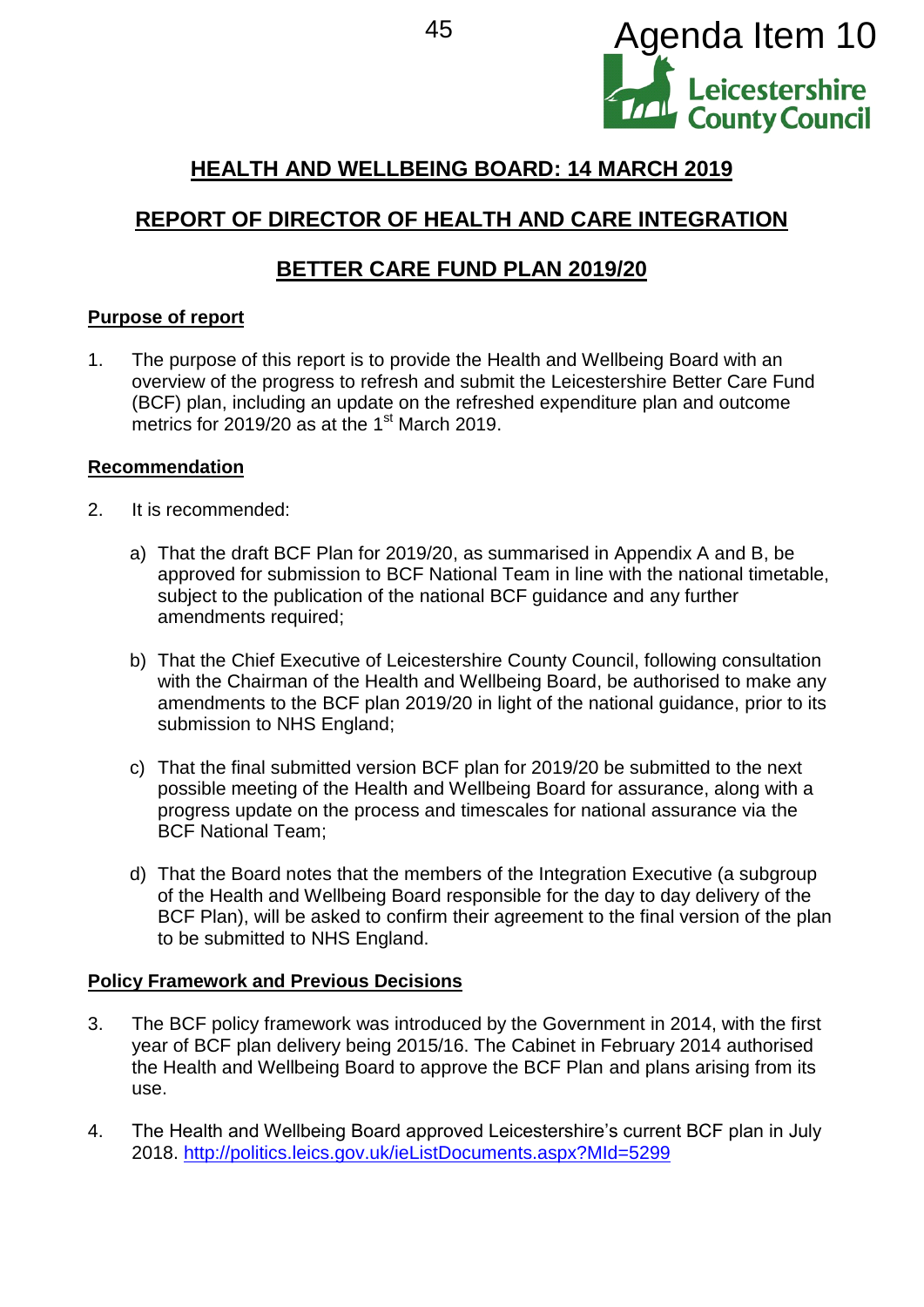Agenda Item 10

Leicestershire County Council

# HEALTH AND WELLBEING BOARD: 14 MARCH 2019

## REPORT OF DIRECTOR OF HEALTH AND CARE INTEGRATION

## BETTER CARE FUND PLAN 2019/20

### Purpose of report

1. The purpose of this report is to provide the Health and Wellbeing Board with an overview of the progress to refresh and submit the Leicestershire Better Care Fund (BCF) plan, including an update on the refreshed expenditure plan and outcome metrics for 2019/20 as at the 1st March 2019.

### Recommendation

2. It is recommended:

   a) That the draft BCF Plan for 2019/20, as summarised in Appendix A and B, be approved for submission to BCF National Team in line with the national timetable, subject to the publication of the national BCF guidance and any further amendments required;

   b) That the Chief Executive of Leicestershire County Council, following consultation with the Chairman of the Health and Wellbeing Board, be authorised to make any amendments to the BCF plan 2019/20 in light of the national guidance, prior to its submission to NHS England;

   c) That the final submitted version BCF plan for 2019/20 be submitted to the next possible meeting of the Health and Wellbeing Board for assurance, along with a progress update on the process and timescales for national assurance via the BCF National Team;

   d) That the Board notes that the members of the Integration Executive (a subgroup of the Health and Wellbeing Board responsible for the day to day delivery of the BCF Plan), will be asked to confirm their agreement to the final version of the plan to be submitted to NHS England.

### Policy Framework and Previous Decisions

3. The BCF policy framework was introduced by the Government in 2014, with the first year of BCF plan delivery being 2015/16. The Cabinet in February 2014 authorised the Health and Wellbeing Board to approve the BCF Plan and plans arising from its use.

4. The Health and Wellbeing Board approved Leicestershire's current BCF plan in July 2018. http://politics.leics.gov.uk/ieListDocuments.aspx?MId=5299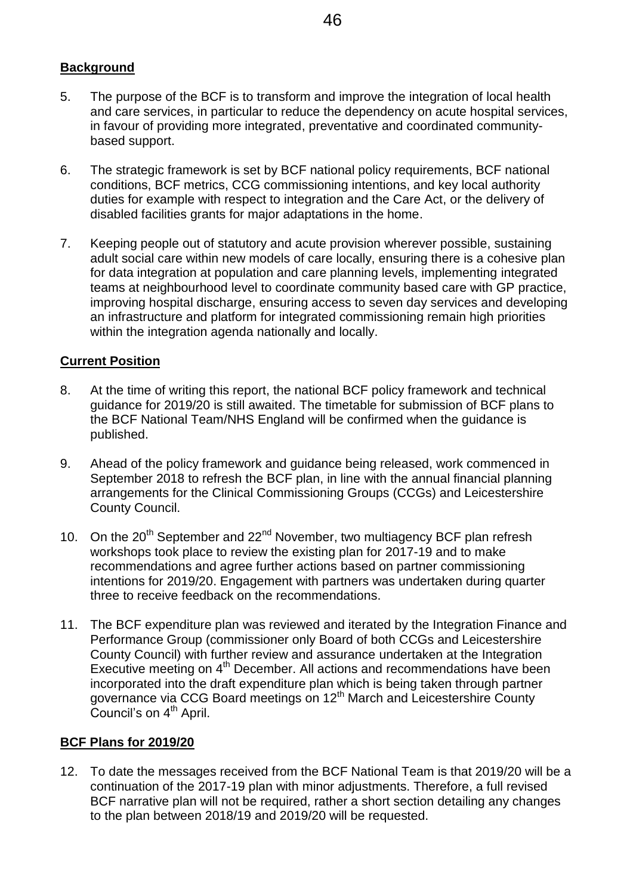**Background**

5. The purpose of the BCF is to transform and improve the integration of local health and care services, in particular to reduce the dependency on acute hospital services, in favour of providing more integrated, preventative and coordinated community-based support.

6. The strategic framework is set by BCF national policy requirements, BCF national conditions, BCF metrics, CCG commissioning intentions, and key local authority duties for example with respect to integration and the Care Act, or the delivery of disabled facilities grants for major adaptations in the home.

7. Keeping people out of statutory and acute provision wherever possible, sustaining adult social care within new models of care locally, ensuring there is a cohesive plan for data integration at population and care planning levels, implementing integrated teams at neighbourhood level to coordinate community based care with GP practice, improving hospital discharge, ensuring access to seven day services and developing an infrastructure and platform for integrated commissioning remain high priorities within the integration agenda nationally and locally.

**Current Position**

8. At the time of writing this report, the national BCF policy framework and technical guidance for 2019/20 is still awaited. The timetable for submission of BCF plans to the BCF National Team/NHS England will be confirmed when the guidance is published.

9. Ahead of the policy framework and guidance being released, work commenced in September 2018 to refresh the BCF plan, in line with the annual financial planning arrangements for the Clinical Commissioning Groups (CCGs) and Leicestershire County Council.

10. On the 20th September and 22nd November, two multiagency BCF plan refresh workshops took place to review the existing plan for 2017-19 and to make recommendations and agree further actions based on partner commissioning intentions for 2019/20. Engagement with partners was undertaken during quarter three to receive feedback on the recommendations.

11. The BCF expenditure plan was reviewed and iterated by the Integration Finance and Performance Group (commissioner only Board of both CCGs and Leicestershire County Council) with further review and assurance undertaken at the Integration Executive meeting on 4th December. All actions and recommendations have been incorporated into the draft expenditure plan which is being taken through partner governance via CCG Board meetings on 12th March and Leicestershire County Council's on 4th April.

**BCF Plans for 2019/20**

12. To date the messages received from the BCF National Team is that 2019/20 will be a continuation of the 2017-19 plan with minor adjustments. Therefore, a full revised BCF narrative plan will not be required, rather a short section detailing any changes to the plan between 2018/19 and 2019/20 will be requested.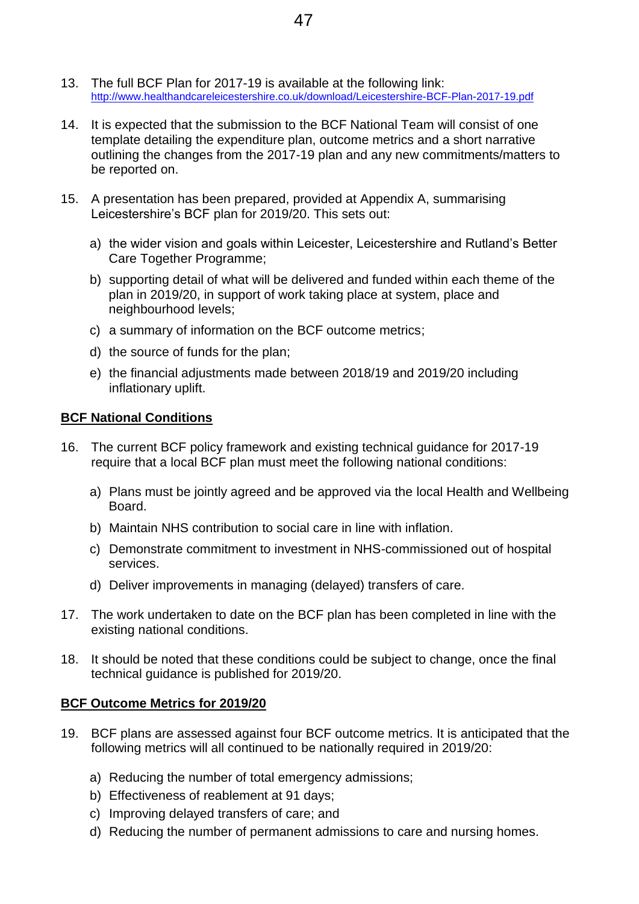13. The full BCF Plan for 2017-19 is available at the following link: http://www.healthandcareleicestershire.co.uk/download/Leicestershire-BCF-Plan-2017-19.pdf

14. It is expected that the submission to the BCF National Team will consist of one template detailing the expenditure plan, outcome metrics and a short narrative outlining the changes from the 2017-19 plan and any new commitments/matters to be reported on.

15. A presentation has been prepared, provided at Appendix A, summarising Leicestershire's BCF plan for 2019/20. This sets out:

    a) the wider vision and goals within Leicester, Leicestershire and Rutland's Better Care Together Programme;

    b) supporting detail of what will be delivered and funded within each theme of the plan in 2019/20, in support of work taking place at system, place and neighbourhood levels;

    c) a summary of information on the BCF outcome metrics;

    d) the source of funds for the plan;

    e) the financial adjustments made between 2018/19 and 2019/20 including inflationary uplift.

**BCF National Conditions**

16. The current BCF policy framework and existing technical guidance for 2017-19 require that a local BCF plan must meet the following national conditions:

    a) Plans must be jointly agreed and be approved via the local Health and Wellbeing Board.

    b) Maintain NHS contribution to social care in line with inflation.

    c) Demonstrate commitment to investment in NHS-commissioned out of hospital services.

    d) Deliver improvements in managing (delayed) transfers of care.

17. The work undertaken to date on the BCF plan has been completed in line with the existing national conditions.

18. It should be noted that these conditions could be subject to change, once the final technical guidance is published for 2019/20.

**BCF Outcome Metrics for 2019/20**

19. BCF plans are assessed against four BCF outcome metrics. It is anticipated that the following metrics will all continued to be nationally required in 2019/20:

    a) Reducing the number of total emergency admissions;
    b) Effectiveness of reablement at 91 days;
    c) Improving delayed transfers of care; and
    d) Reducing the number of permanent admissions to care and nursing homes.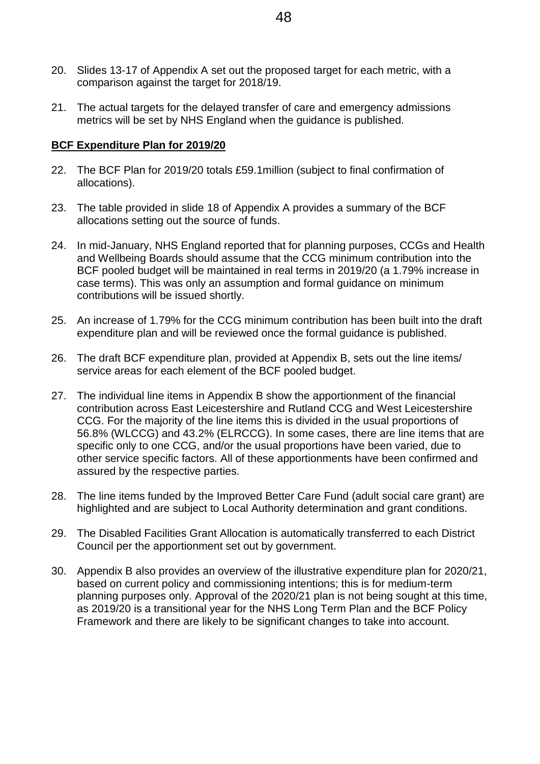20. Slides 13-17 of Appendix A set out the proposed target for each metric, with a comparison against the target for 2018/19.

21. The actual targets for the delayed transfer of care and emergency admissions metrics will be set by NHS England when the guidance is published.

**BCF Expenditure Plan for 2019/20**

22. The BCF Plan for 2019/20 totals £59.1million (subject to final confirmation of allocations).

23. The table provided in slide 18 of Appendix A provides a summary of the BCF allocations setting out the source of funds.

24. In mid-January, NHS England reported that for planning purposes, CCGs and Health and Wellbeing Boards should assume that the CCG minimum contribution into the BCF pooled budget will be maintained in real terms in 2019/20 (a 1.79% increase in case terms). This was only an assumption and formal guidance on minimum contributions will be issued shortly.

25. An increase of 1.79% for the CCG minimum contribution has been built into the draft expenditure plan and will be reviewed once the formal guidance is published.

26. The draft BCF expenditure plan, provided at Appendix B, sets out the line items/ service areas for each element of the BCF pooled budget.

27. The individual line items in Appendix B show the apportionment of the financial contribution across East Leicestershire and Rutland CCG and West Leicestershire CCG. For the majority of the line items this is divided in the usual proportions of 56.8% (WLCCG) and 43.2% (ELRCCG). In some cases, there are line items that are specific only to one CCG, and/or the usual proportions have been varied, due to other service specific factors. All of these apportionments have been confirmed and assured by the respective parties.

28. The line items funded by the Improved Better Care Fund (adult social care grant) are highlighted and are subject to Local Authority determination and grant conditions.

29. The Disabled Facilities Grant Allocation is automatically transferred to each District Council per the apportionment set out by government.

30. Appendix B also provides an overview of the illustrative expenditure plan for 2020/21, based on current policy and commissioning intentions; this is for medium-term planning purposes only. Approval of the 2020/21 plan is not being sought at this time, as 2019/20 is a transitional year for the NHS Long Term Plan and the BCF Policy Framework and there are likely to be significant changes to take into account.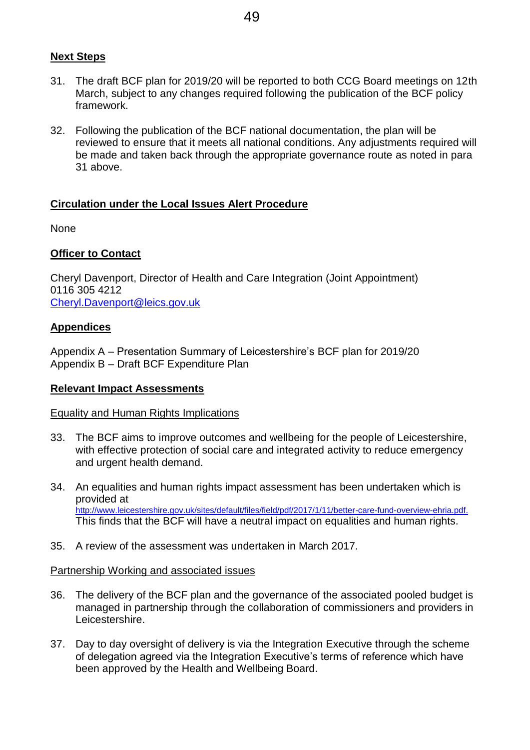**Next Steps**

31. The draft BCF plan for 2019/20 will be reported to both CCG Board meetings on 12th March, subject to any changes required following the publication of the BCF policy framework.

32. Following the publication of the BCF national documentation, the plan will be reviewed to ensure that it meets all national conditions. Any adjustments required will be made and taken back through the appropriate governance route as noted in para 31 above.

**Circulation under the Local Issues Alert Procedure**

None

**Officer to Contact**

Cheryl Davenport, Director of Health and Care Integration (Joint Appointment)
0116 305 4212
Cheryl.Davenport@leics.gov.uk

**Appendices**

Appendix A – Presentation Summary of Leicestershire's BCF plan for 2019/20
Appendix B – Draft BCF Expenditure Plan

**Relevant Impact Assessments**

Equality and Human Rights Implications

33. The BCF aims to improve outcomes and wellbeing for the people of Leicestershire, with effective protection of social care and integrated activity to reduce emergency and urgent health demand.

34. An equalities and human rights impact assessment has been undertaken which is provided at http://www.leicestershire.gov.uk/sites/default/files/field/pdf/2017/1/11/better-care-fund-overview-ehria.pdf. This finds that the BCF will have a neutral impact on equalities and human rights.

35. A review of the assessment was undertaken in March 2017.

Partnership Working and associated issues

36. The delivery of the BCF plan and the governance of the associated pooled budget is managed in partnership through the collaboration of commissioners and providers in Leicestershire.

37. Day to day oversight of delivery is via the Integration Executive through the scheme of delegation agreed via the Integration Executive's terms of reference which have been approved by the Health and Wellbeing Board.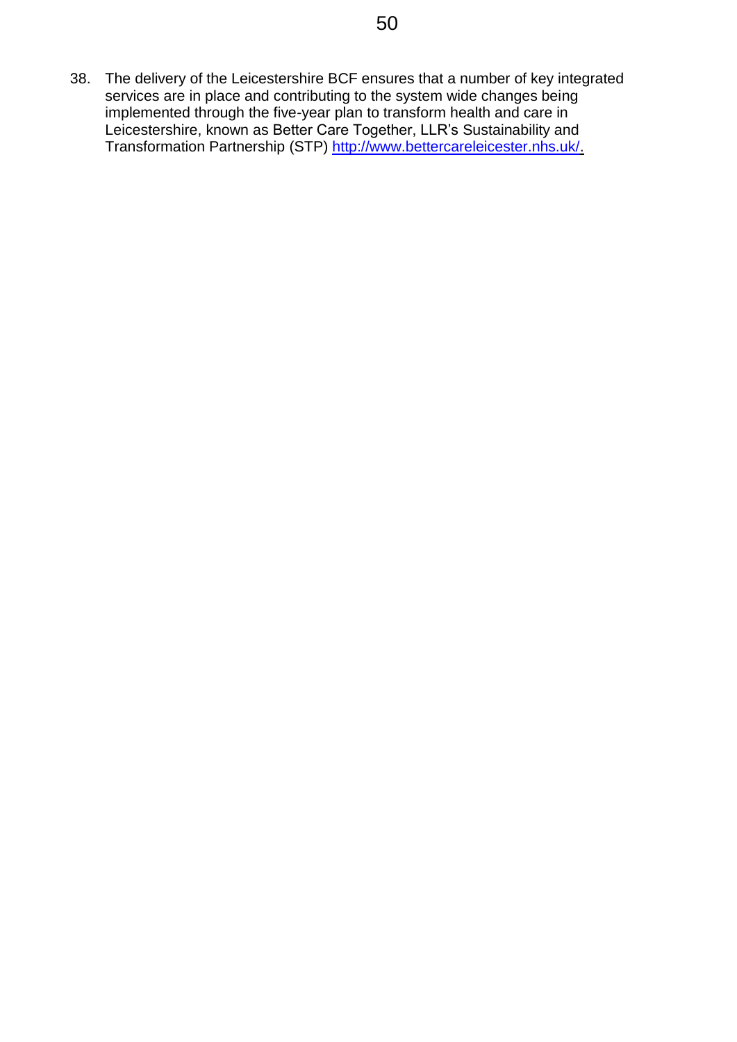38. The delivery of the Leicestershire BCF ensures that a number of key integrated services are in place and contributing to the system wide changes being implemented through the five-year plan to transform health and care in Leicestershire, known as Better Care Together, LLR's Sustainability and Transformation Partnership (STP) http://www.bettercareleicester.nhs.uk/.